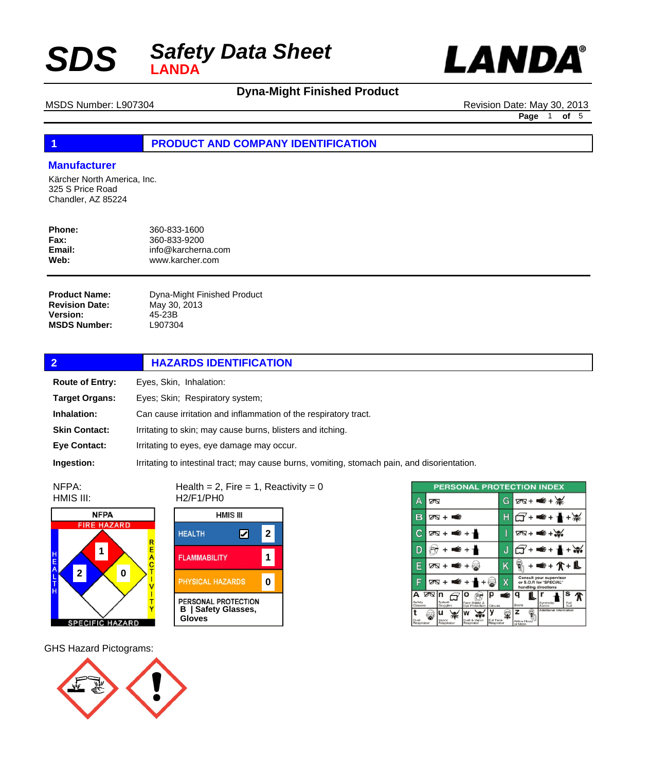# SDS Safety Data Sheet LANDA

**LANDA®**

## Dyna-Might Finished Product

MSDS Number: L907304 — Revision Date: May 30, 2013

## 1 PRODUCT AND COMPANY IDENTIFICATION

### Manufacturer

Kärcher North America, Inc.
325 S Price Road
Chandler, AZ 85224

**Phone:** 360-833-1600
**Fax:** 360-833-9200
**Email:** info@karcherna.com
**Web:** www.karcher.com

**Product Name:** Dyna-Might Finished Product
**Revision Date:** May 30, 2013
**Version:** 45-23B
**MSDS Number:** L907304

## 2 HAZARDS IDENTIFICATION

**Route of Entry:** Eyes, Skin, Inhalation:

**Target Organs:** Eyes; Skin; Respiratory system;

**Inhalation:** Can cause irritation and inflammation of the respiratory tract.

**Skin Contact:** Irritating to skin; may cause burns, blisters and itching.

**Eye Contact:** Irritating to eyes, eye damage may occur.

**Ingestion:** Irritating to intestinal tract; may cause burns, vomiting, stomach pain, and disorientation.

NFPA: Health = 2, Fire = 1, Reactivity = 0
HMIS III: H2/F1/PH0

**NFPA**
FIRE HAZARD: 1
HEALTH: 2
REACTIVITY: 0
SPECIFIC HAZARD:

**HMIS III**

| HMIS III | |
|---|---|
| HEALTH | 2 |
| FLAMMABILITY | 1 |
| PHYSICAL HAZARDS | 0 |
| PERSONAL PROTECTION | B \| Safety Glasses, Gloves |

**PERSONAL PROTECTION INDEX**

| | | | |
|---|---|---|---|
| A | Safety Glasses | G | Safety Glasses + Gloves + Vapor Respirator |
| B | Safety Glasses + Gloves | H | Splash Goggles + Gloves + Synthetic Apron + Vapor Respirator |
| C | Safety Glasses + Gloves + Synthetic Apron | I | Safety Glasses + Gloves + Dust & Vapor Respirator |
| D | Face Shield & Eye Protection + Gloves + Synthetic Apron | J | Splash Goggles + Gloves + Synthetic Apron + Dust & Vapor Respirator |
| E | Safety Glasses + Gloves + Dust Respirator | K | Airline Hood or Mask + Gloves + Full Suit + Boots |
| F | Safety Glasses + Gloves + Synthetic Apron + Dust Respirator | X | Consult your supervisor or S.O.P. for "SPECIAL" handling directions |

a Safety Glasses; n Splash Goggles; o Face Shield & Eye Protection; p Gloves; q Boots; r Synthetic Apron; s Full Suit; t Dust Respirator; u Vapor Respirator; w Dust & Vapor Respirator; y Full Face Respirator; z Airline Hood or Mask; Additional Information

GHS Hazard Pictograms: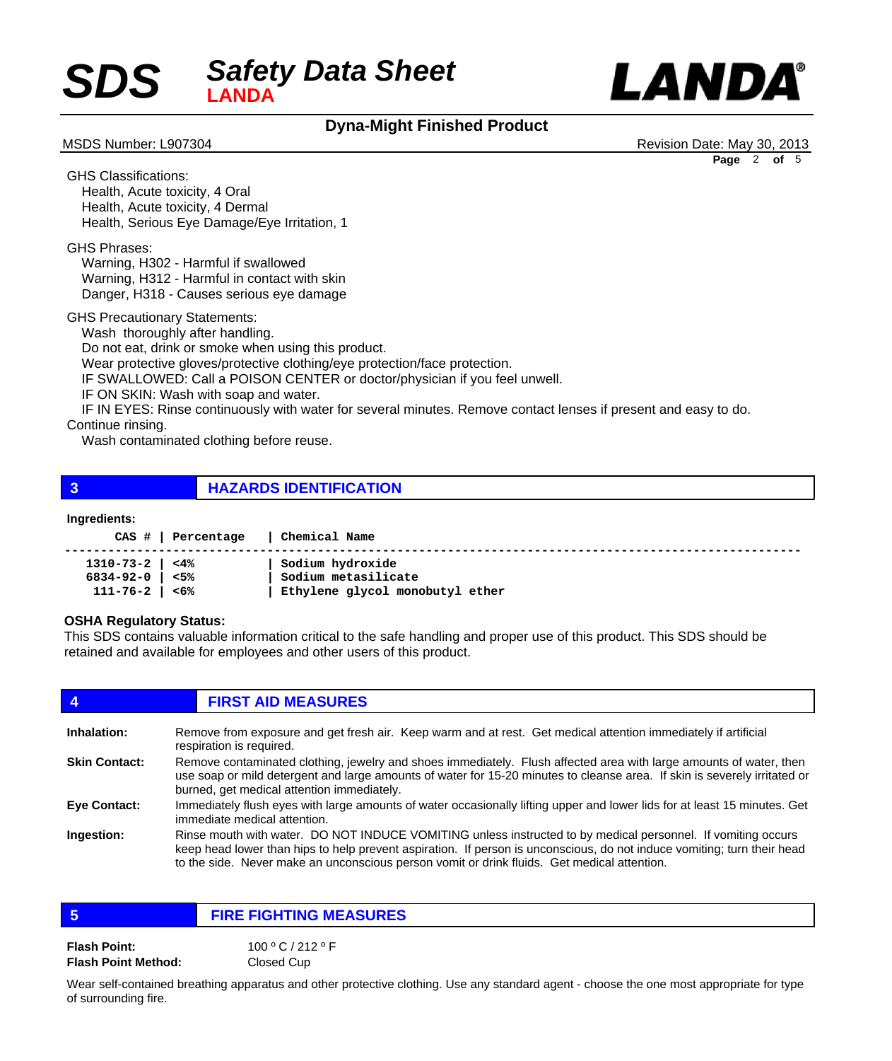GHS Classifications:
- Health, Acute toxicity, 4 Oral
- Health, Acute toxicity, 4 Dermal
- Health, Serious Eye Damage/Eye Irritation, 1

GHS Phrases:
- Warning, H302 - Harmful if swallowed
- Warning, H312 - Harmful in contact with skin
- Danger, H318 - Causes serious eye damage

GHS Precautionary Statements:
- Wash thoroughly after handling.
- Do not eat, drink or smoke when using this product.
- Wear protective gloves/protective clothing/eye protection/face protection.
- IF SWALLOWED: Call a POISON CENTER or doctor/physician if you feel unwell.
- IF ON SKIN: Wash with soap and water.
- IF IN EYES: Rinse continuously with water for several minutes. Remove contact lenses if present and easy to do. Continue rinsing.
- Wash contaminated clothing before reuse.

## 3 HAZARDS IDENTIFICATION

**Ingredients:**

| CAS # | Percentage | Chemical Name |
|---|---|---|
| 1310-73-2 | <4% | Sodium hydroxide |
| 6834-92-0 | <5% | Sodium metasilicate |
| 111-76-2 | <6% | Ethylene glycol monobutyl ether |

**OSHA Regulatory Status:**

This SDS contains valuable information critical to the safe handling and proper use of this product. This SDS should be retained and available for employees and other users of this product.

## 4 FIRST AID MEASURES

**Inhalation:** Remove from exposure and get fresh air. Keep warm and at rest. Get medical attention immediately if artificial respiration is required.

**Skin Contact:** Remove contaminated clothing, jewelry and shoes immediately. Flush affected area with large amounts of water, then use soap or mild detergent and large amounts of water for 15-20 minutes to cleanse area. If skin is severely irritated or burned, get medical attention immediately.

**Eye Contact:** Immediately flush eyes with large amounts of water occasionally lifting upper and lower lids for at least 15 minutes. Get immediate medical attention.

**Ingestion:** Rinse mouth with water. DO NOT INDUCE VOMITING unless instructed to by medical personnel. If vomiting occurs keep head lower than hips to help prevent aspiration. If person is unconscious, do not induce vomiting; turn their head to the side. Never make an unconscious person vomit or drink fluids. Get medical attention.

## 5 FIRE FIGHTING MEASURES

**Flash Point:** 100 º C / 212 º F

**Flash Point Method:** Closed Cup

Wear self-contained breathing apparatus and other protective clothing. Use any standard agent - choose the one most appropriate for type of surrounding fire.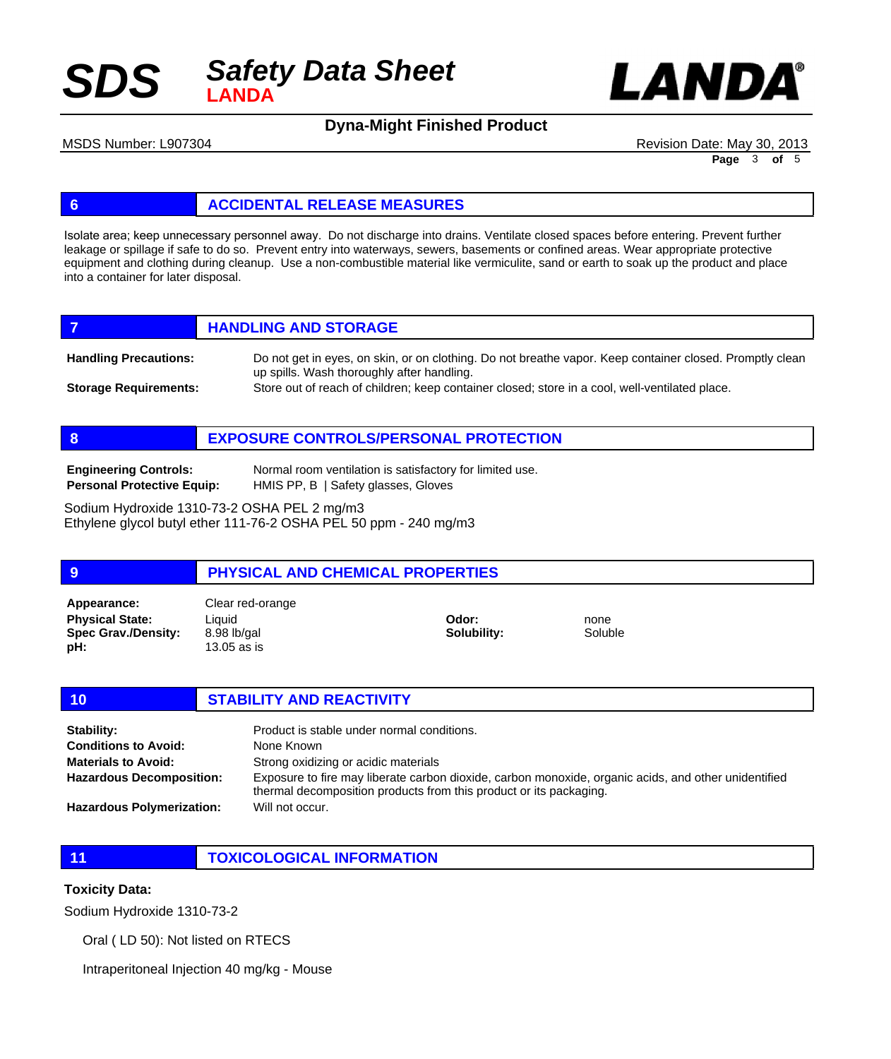## 6 ACCIDENTAL RELEASE MEASURES

Isolate area; keep unnecessary personnel away. Do not discharge into drains. Ventilate closed spaces before entering. Prevent further leakage or spillage if safe to do so. Prevent entry into waterways, sewers, basements or confined areas. Wear appropriate protective equipment and clothing during cleanup. Use a non-combustible material like vermiculite, sand or earth to soak up the product and place into a container for later disposal.

## 7 HANDLING AND STORAGE

**Handling Precautions:** Do not get in eyes, on skin, or on clothing. Do not breathe vapor. Keep container closed. Promptly clean up spills. Wash thoroughly after handling.

**Storage Requirements:** Store out of reach of children; keep container closed; store in a cool, well-ventilated place.

## 8 EXPOSURE CONTROLS/PERSONAL PROTECTION

**Engineering Controls:** Normal room ventilation is satisfactory for limited use.

**Personal Protective Equip:** HMIS PP, B | Safety glasses, Gloves

Sodium Hydroxide 1310-73-2 OSHA PEL 2 mg/m3
Ethylene glycol butyl ether 111-76-2 OSHA PEL 50 ppm - 240 mg/m3

## 9 PHYSICAL AND CHEMICAL PROPERTIES

**Appearance:** Clear red-orange
**Physical State:** Liquid
**Spec Grav./Density:** 8.98 lb/gal
**pH:** 13.05 as is
**Odor:** none
**Solubility:** Soluble

## 10 STABILITY AND REACTIVITY

**Stability:** Product is stable under normal conditions.
**Conditions to Avoid:** None Known
**Materials to Avoid:** Strong oxidizing or acidic materials
**Hazardous Decomposition:** Exposure to fire may liberate carbon dioxide, carbon monoxide, organic acids, and other unidentified thermal decomposition products from this product or its packaging.
**Hazardous Polymerization:** Will not occur.

## 11 TOXICOLOGICAL INFORMATION

**Toxicity Data:**

Sodium Hydroxide 1310-73-2

Oral ( LD 50): Not listed on RTECS

Intraperitoneal Injection 40 mg/kg - Mouse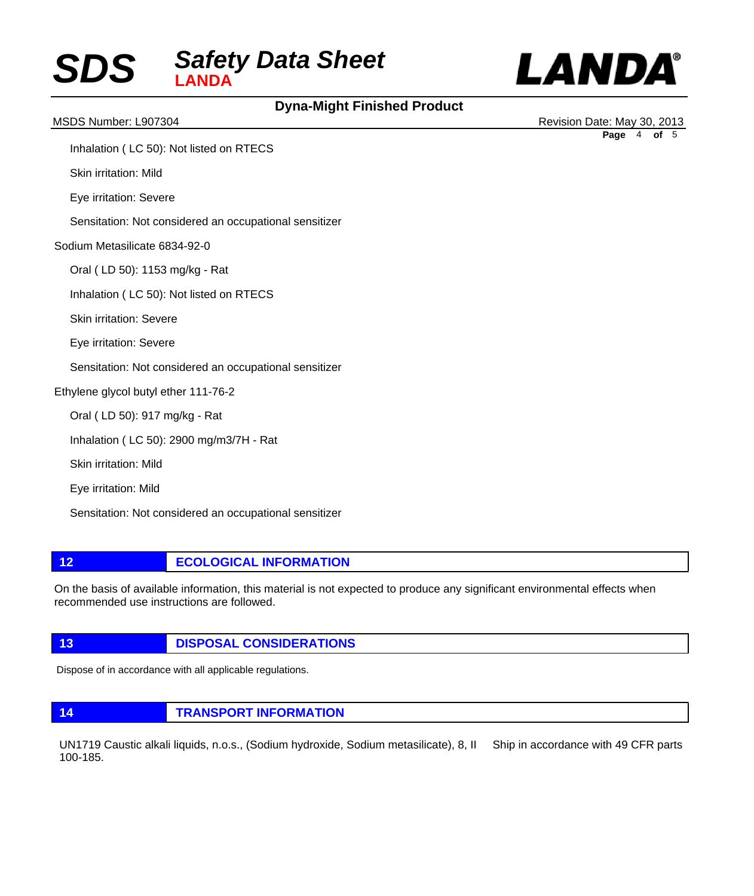Inhalation ( LC 50): Not listed on RTECS

Skin irritation: Mild

Eye irritation: Severe

Sensitation: Not considered an occupational sensitizer

Sodium Metasilicate 6834-92-0

Oral ( LD 50): 1153 mg/kg - Rat

Inhalation ( LC 50): Not listed on RTECS

Skin irritation: Severe

Eye irritation: Severe

Sensitation: Not considered an occupational sensitizer

Ethylene glycol butyl ether 111-76-2

Oral ( LD 50): 917 mg/kg - Rat

Inhalation ( LC 50): 2900 mg/m3/7H - Rat

Skin irritation: Mild

Eye irritation: Mild

Sensitation: Not considered an occupational sensitizer

## 12 ECOLOGICAL INFORMATION

On the basis of available information, this material is not expected to produce any significant environmental effects when recommended use instructions are followed.

## 13 DISPOSAL CONSIDERATIONS

Dispose of in accordance with all applicable regulations.

## 14 TRANSPORT INFORMATION

UN1719 Caustic alkali liquids, n.o.s., (Sodium hydroxide, Sodium metasilicate), 8, II Ship in accordance with 49 CFR parts 100-185.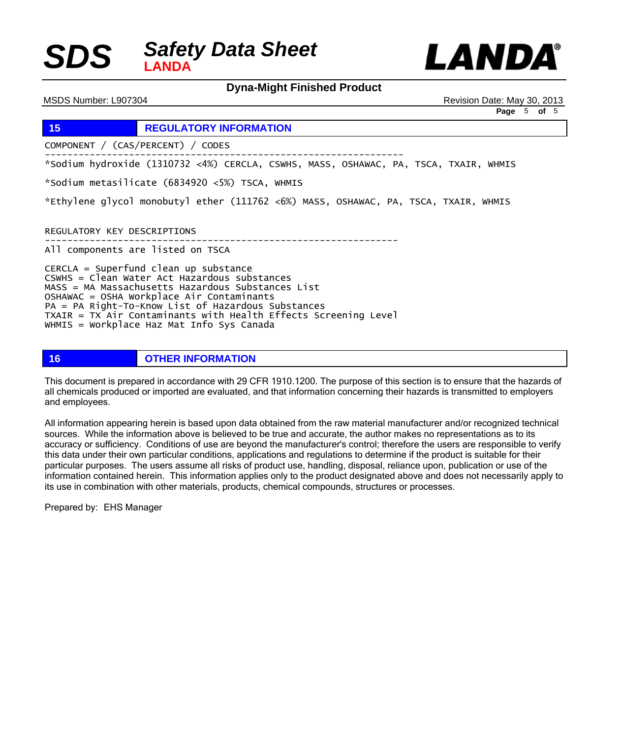## 15 REGULATORY INFORMATION

```
COMPONENT / (CAS/PERCENT) / CODES
----------------------------------------------------------------
*Sodium hydroxide (1310732 <4%) CERCLA, CSWHS, MASS, OSHAWAC, PA, TSCA, TXAIR, WHMIS

*Sodium metasilicate (6834920 <5%) TSCA, WHMIS

*Ethylene glycol monobutyl ether (111762 <6%) MASS, OSHAWAC, PA, TSCA, TXAIR, WHMIS


REGULATORY KEY DESCRIPTIONS
----------------------------------------------------------------
All components are listed on TSCA

CERCLA = Superfund clean up substance
CSWHS = Clean Water Act Hazardous substances
MASS = MA Massachusetts Hazardous Substances List
OSHAWAC = OSHA Workplace Air Contaminants
PA = PA Right-To-Know List of Hazardous Substances
TXAIR = TX Air Contaminants with Health Effects Screening Level
WHMIS = Workplace Haz Mat Info Sys Canada
```

## 16 OTHER INFORMATION

This document is prepared in accordance with 29 CFR 1910.1200. The purpose of this section is to ensure that the hazards of all chemicals produced or imported are evaluated, and that information concerning their hazards is transmitted to employers and employees.

All information appearing herein is based upon data obtained from the raw material manufacturer and/or recognized technical sources. While the information above is believed to be true and accurate, the author makes no representations as to its accuracy or sufficiency. Conditions of use are beyond the manufacturer's control; therefore the users are responsible to verify this data under their own particular conditions, applications and regulations to determine if the product is suitable for their particular purposes. The users assume all risks of product use, handling, disposal, reliance upon, publication or use of the information contained herein. This information applies only to the product designated above and does not necessarily apply to its use in combination with other materials, products, chemical compounds, structures or processes.

Prepared by: EHS Manager